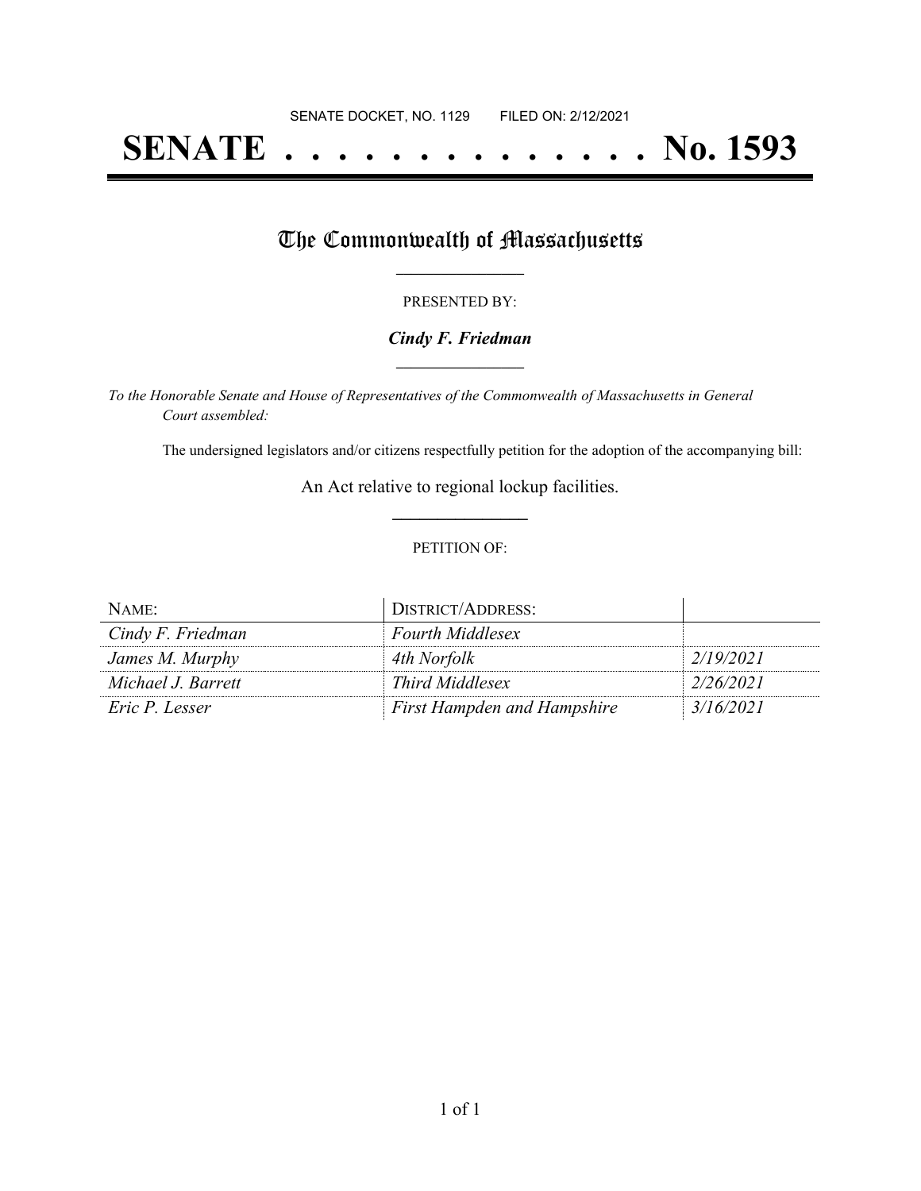SENATE DOCKET, NO. 1129        FILED ON: 2/12/2021

# SENATE . . . . . . . . . . . . . . No. 1593

## The Commonwealth of Massachusetts

PRESENTED BY:

***Cindy F. Friedman***

*To the Honorable Senate and House of Representatives of the Commonwealth of Massachusetts in General Court assembled:*

The undersigned legislators and/or citizens respectfully petition for the adoption of the accompanying bill:

An Act relative to regional lockup facilities.

PETITION OF:

| NAME: | DISTRICT/ADDRESS: | |
|---|---|---|
| *Cindy F. Friedman* | *Fourth Middlesex* | |
| *James M. Murphy* | *4th Norfolk* | *2/19/2021* |
| *Michael J. Barrett* | *Third Middlesex* | *2/26/2021* |
| *Eric P. Lesser* | *First Hampden and Hampshire* | *3/16/2021* |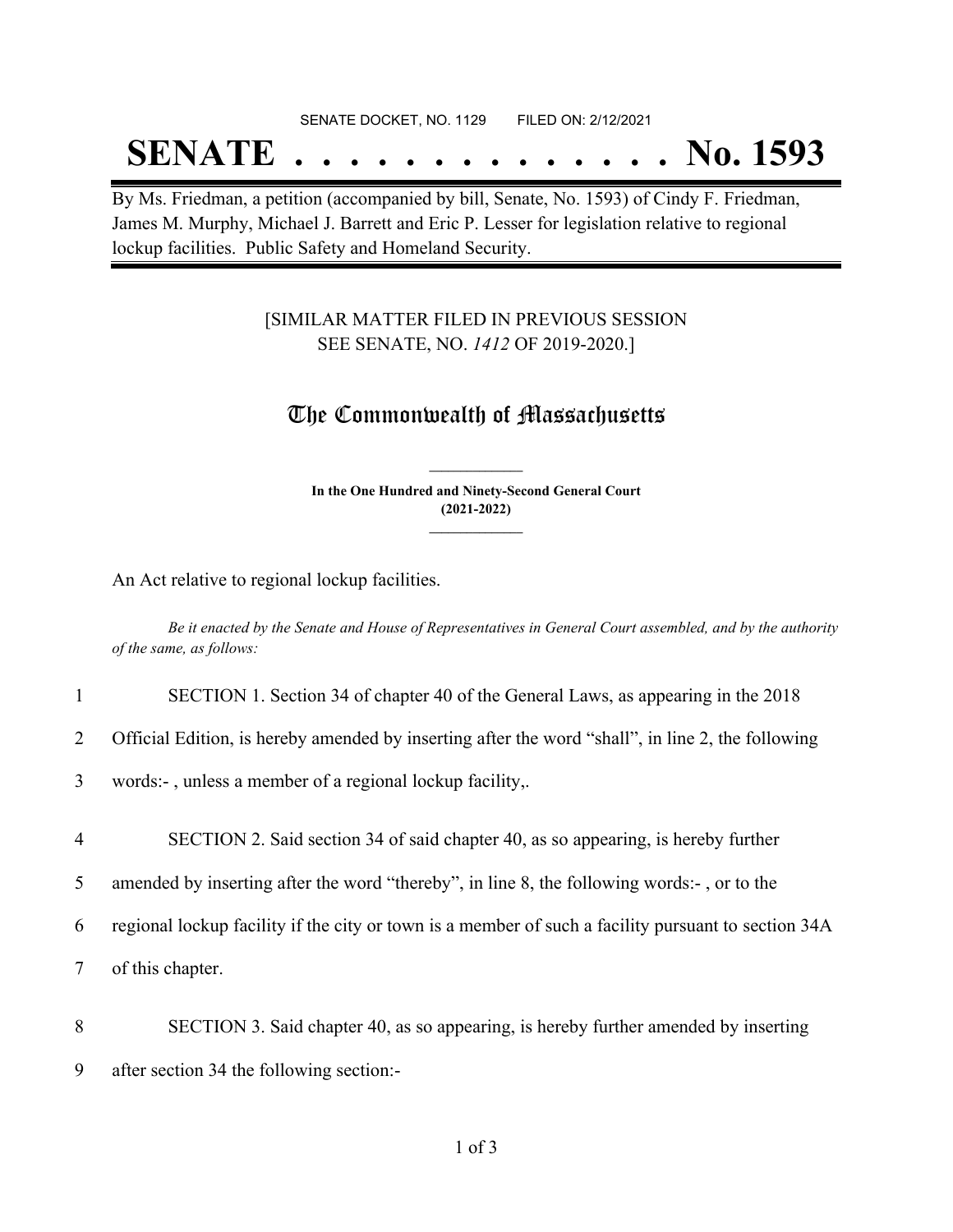SENATE DOCKET, NO. 1129 FILED ON: 2/12/2021

# SENATE . . . . . . . . . . . . . . No. 1593

By Ms. Friedman, a petition (accompanied by bill, Senate, No. 1593) of Cindy F. Friedman, James M. Murphy, Michael J. Barrett and Eric P. Lesser for legislation relative to regional lockup facilities. Public Safety and Homeland Security.

[SIMILAR MATTER FILED IN PREVIOUS SESSION SEE SENATE, NO. *1412* OF 2019-2020.]

## The Commonwealth of Massachusetts

**In the One Hundred and Ninety-Second General Court (2021-2022)**

An Act relative to regional lockup facilities.

*Be it enacted by the Senate and House of Representatives in General Court assembled, and by the authority of the same, as follows:*

1 SECTION 1. Section 34 of chapter 40 of the General Laws, as appearing in the 2018
2 Official Edition, is hereby amended by inserting after the word "shall", in line 2, the following
3 words:- , unless a member of a regional lockup facility,.

4 SECTION 2. Said section 34 of said chapter 40, as so appearing, is hereby further
5 amended by inserting after the word "thereby", in line 8, the following words:- , or to the
6 regional lockup facility if the city or town is a member of such a facility pursuant to section 34A
7 of this chapter.

8 SECTION 3. Said chapter 40, as so appearing, is hereby further amended by inserting
9 after section 34 the following section:-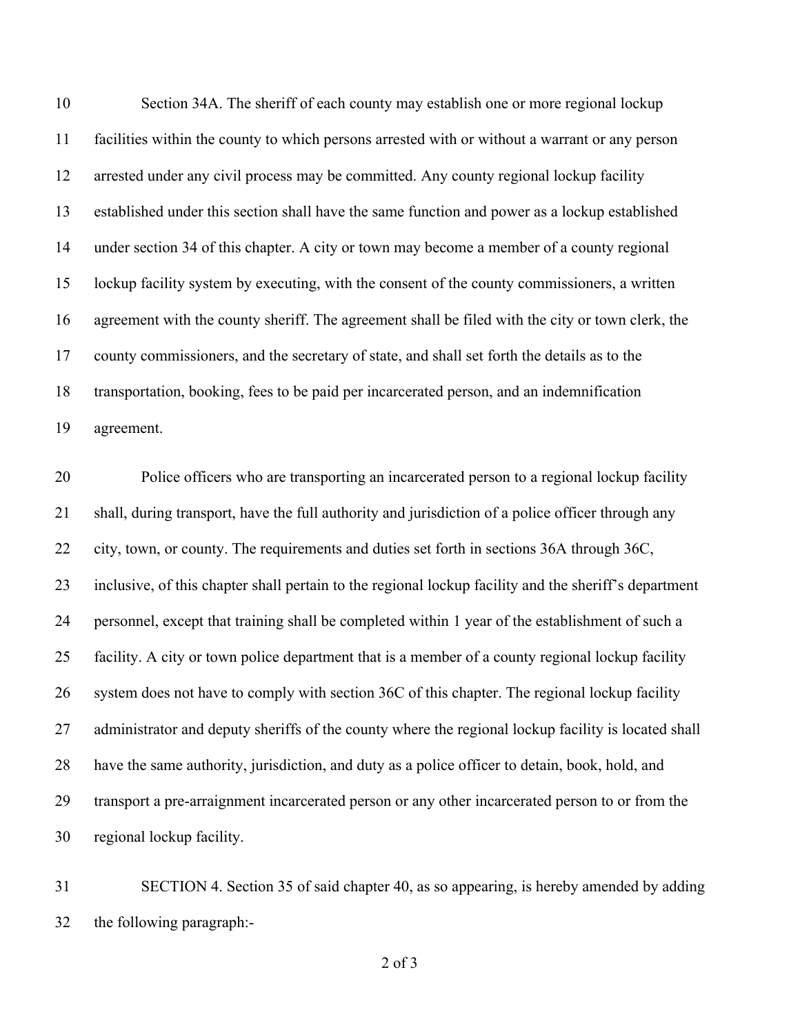Section 34A. The sheriff of each county may establish one or more regional lockup facilities within the county to which persons arrested with or without a warrant or any person arrested under any civil process may be committed. Any county regional lockup facility established under this section shall have the same function and power as a lockup established under section 34 of this chapter. A city or town may become a member of a county regional lockup facility system by executing, with the consent of the county commissioners, a written agreement with the county sheriff. The agreement shall be filed with the city or town clerk, the county commissioners, and the secretary of state, and shall set forth the details as to the transportation, booking, fees to be paid per incarcerated person, and an indemnification agreement.

Police officers who are transporting an incarcerated person to a regional lockup facility shall, during transport, have the full authority and jurisdiction of a police officer through any city, town, or county. The requirements and duties set forth in sections 36A through 36C, inclusive, of this chapter shall pertain to the regional lockup facility and the sheriff's department personnel, except that training shall be completed within 1 year of the establishment of such a facility. A city or town police department that is a member of a county regional lockup facility system does not have to comply with section 36C of this chapter. The regional lockup facility administrator and deputy sheriffs of the county where the regional lockup facility is located shall have the same authority, jurisdiction, and duty as a police officer to detain, book, hold, and transport a pre-arraignment incarcerated person or any other incarcerated person to or from the regional lockup facility.

SECTION 4. Section 35 of said chapter 40, as so appearing, is hereby amended by adding the following paragraph:-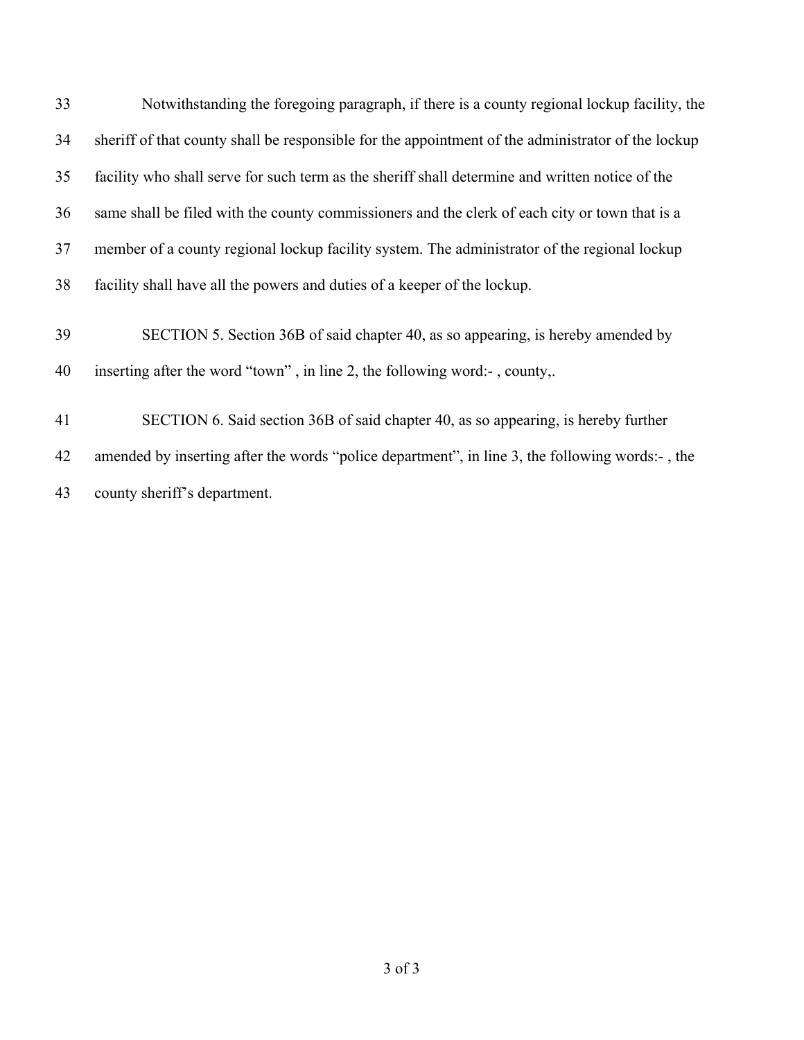Notwithstanding the foregoing paragraph, if there is a county regional lockup facility, the sheriff of that county shall be responsible for the appointment of the administrator of the lockup facility who shall serve for such term as the sheriff shall determine and written notice of the same shall be filed with the county commissioners and the clerk of each city or town that is a member of a county regional lockup facility system. The administrator of the regional lockup facility shall have all the powers and duties of a keeper of the lockup.

SECTION 5. Section 36B of said chapter 40, as so appearing, is hereby amended by inserting after the word "town" , in line 2, the following word:- , county,.

SECTION 6. Said section 36B of said chapter 40, as so appearing, is hereby further amended by inserting after the words "police department", in line 3, the following words:- , the county sheriff's department.